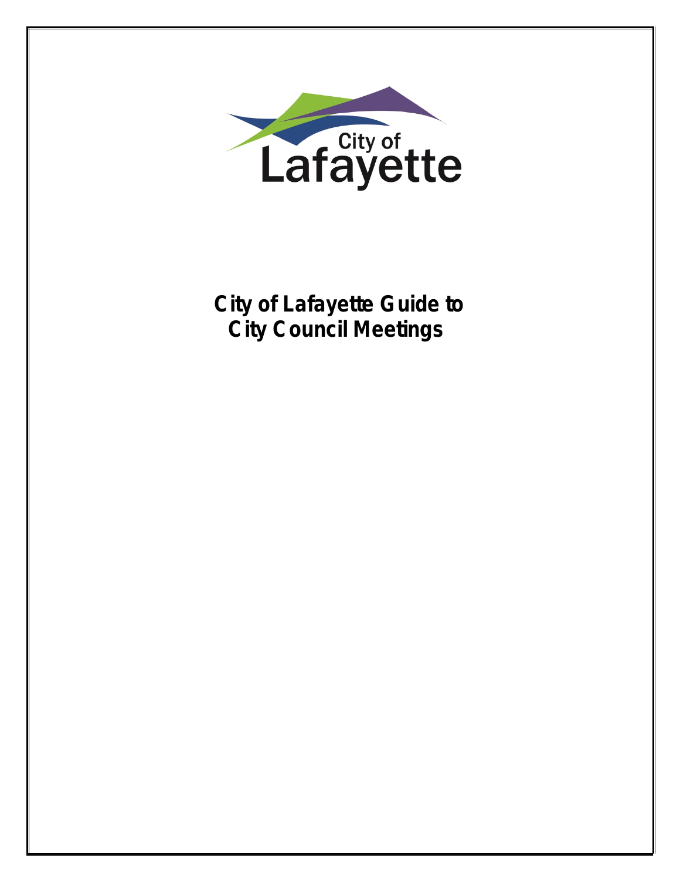# City of Lafayette Guide to City Council Meetings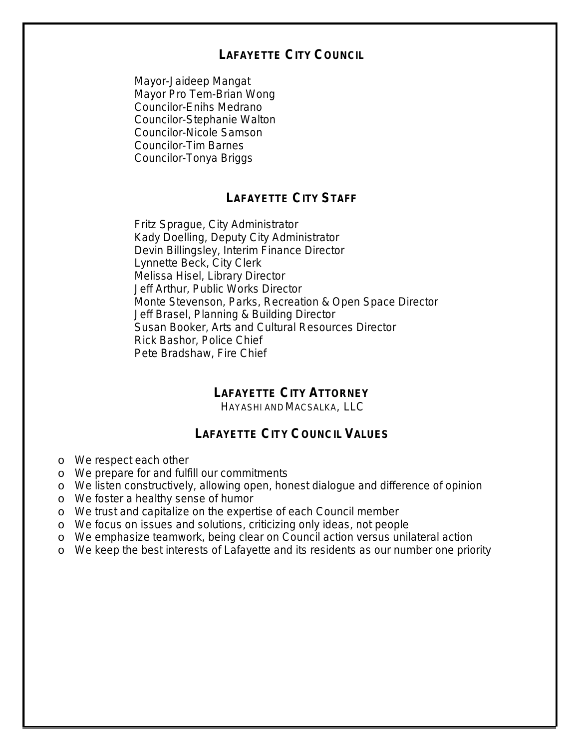## LAFAYETTE CITY COUNCIL

Mayor-Jaideep Mangat
Mayor Pro Tem-Brian Wong
Councilor-Enihs Medrano
Councilor-Stephanie Walton
Councilor-Nicole Samson
Councilor-Tim Barnes
Councilor-Tonya Briggs

## LAFAYETTE CITY STAFF

Fritz Sprague, City Administrator
Kady Doelling, Deputy City Administrator
Devin Billingsley, Interim Finance Director
Lynnette Beck, City Clerk
Melissa Hisel, Library Director
Jeff Arthur, Public Works Director
Monte Stevenson, Parks, Recreation & Open Space Director
Jeff Brasel, Planning & Building Director
Susan Booker, Arts and Cultural Resources Director
Rick Bashor, Police Chief
Pete Bradshaw, Fire Chief

## LAFAYETTE CITY ATTORNEY

HAYASHI AND MACSALKA, LLC

## LAFAYETTE CITY COUNCIL VALUES

- We respect each other
- We prepare for and fulfill our commitments
- We listen constructively, allowing open, honest dialogue and difference of opinion
- We foster a healthy sense of humor
- We trust and capitalize on the expertise of each Council member
- We focus on issues and solutions, criticizing only ideas, not people
- We emphasize teamwork, being clear on Council action versus unilateral action
- We keep the best interests of Lafayette and its residents as our number one priority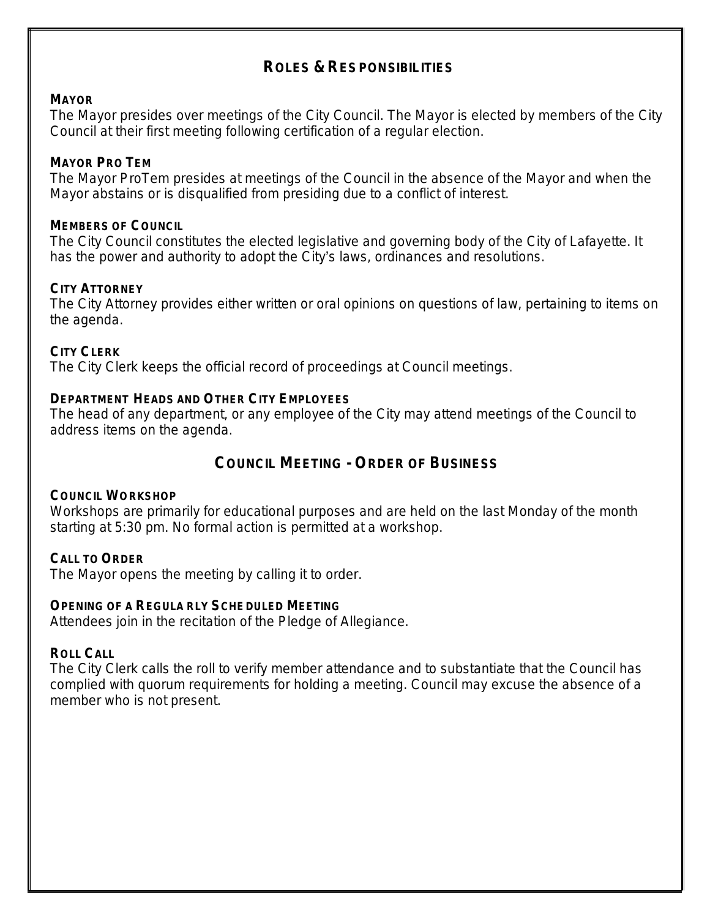## Roles & Responsibilities

**Mayor**

The Mayor presides over meetings of the City Council. The Mayor is elected by members of the City Council at their first meeting following certification of a regular election.

**Mayor Pro Tem**

The Mayor ProTem presides at meetings of the Council in the absence of the Mayor and when the Mayor abstains or is disqualified from presiding due to a conflict of interest.

**Members of Council**

The City Council constitutes the elected legislative and governing body of the City of Lafayette. It has the power and authority to adopt the City's laws, ordinances and resolutions.

**City Attorney**

The City Attorney provides either written or oral opinions on questions of law, pertaining to items on the agenda.

**City Clerk**

The City Clerk keeps the official record of proceedings at Council meetings.

**Department Heads and Other City Employees**

The head of any department, or any employee of the City may attend meetings of the Council to address items on the agenda.

## Council Meeting - Order of Business

**Council Workshop**

Workshops are primarily for educational purposes and are held on the last Monday of the month starting at 5:30 pm. No formal action is permitted at a workshop.

**Call to Order**

The Mayor opens the meeting by calling it to order.

**Opening of a Regularly Scheduled Meeting**

Attendees join in the recitation of the Pledge of Allegiance.

**Roll Call**

The City Clerk calls the roll to verify member attendance and to substantiate that the Council has complied with quorum requirements for holding a meeting. Council may excuse the absence of a member who is not present.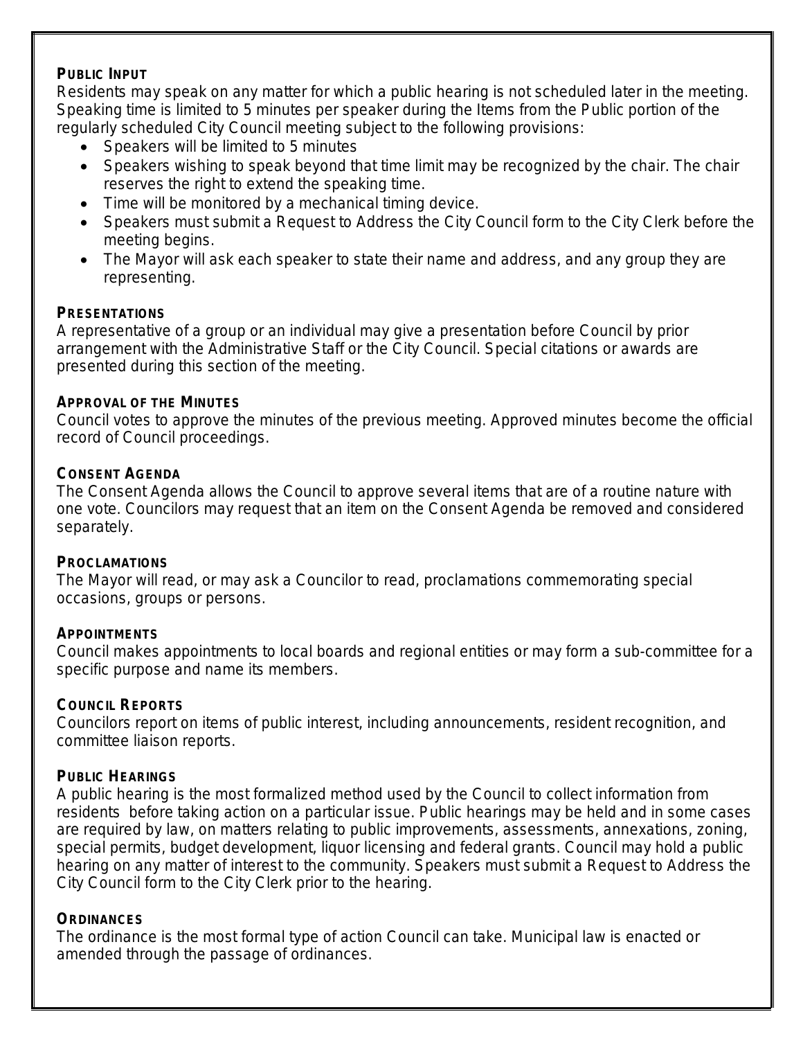**PUBLIC INPUT**

Residents may speak on any matter for which a public hearing is not scheduled later in the meeting. Speaking time is limited to 5 minutes per speaker during the Items from the Public portion of the regularly scheduled City Council meeting subject to the following provisions:

- Speakers will be limited to 5 minutes
- Speakers wishing to speak beyond that time limit may be recognized by the chair. The chair reserves the right to extend the speaking time.
- Time will be monitored by a mechanical timing device.
- Speakers must submit a Request to Address the City Council form to the City Clerk before the meeting begins.
- The Mayor will ask each speaker to state their name and address, and any group they are representing.

**PRESENTATIONS**

A representative of a group or an individual may give a presentation before Council by prior arrangement with the Administrative Staff or the City Council. Special citations or awards are presented during this section of the meeting.

**APPROVAL OF THE MINUTES**

Council votes to approve the minutes of the previous meeting. Approved minutes become the official record of Council proceedings.

**CONSENT AGENDA**

The Consent Agenda allows the Council to approve several items that are of a routine nature with one vote. Councilors may request that an item on the Consent Agenda be removed and considered separately.

**PROCLAMATIONS**

The Mayor will read, or may ask a Councilor to read, proclamations commemorating special occasions, groups or persons.

**APPOINTMENTS**

Council makes appointments to local boards and regional entities or may form a sub-committee for a specific purpose and name its members.

**COUNCIL REPORTS**

Councilors report on items of public interest, including announcements, resident recognition, and committee liaison reports.

**PUBLIC HEARINGS**

A public hearing is the most formalized method used by the Council to collect information from residents before taking action on a particular issue. Public hearings may be held and in some cases are required by law, on matters relating to public improvements, assessments, annexations, zoning, special permits, budget development, liquor licensing and federal grants. Council may hold a public hearing on any matter of interest to the community. Speakers must submit a Request to Address the City Council form to the City Clerk prior to the hearing.

**ORDINANCES**

The ordinance is the most formal type of action Council can take. Municipal law is enacted or amended through the passage of ordinances.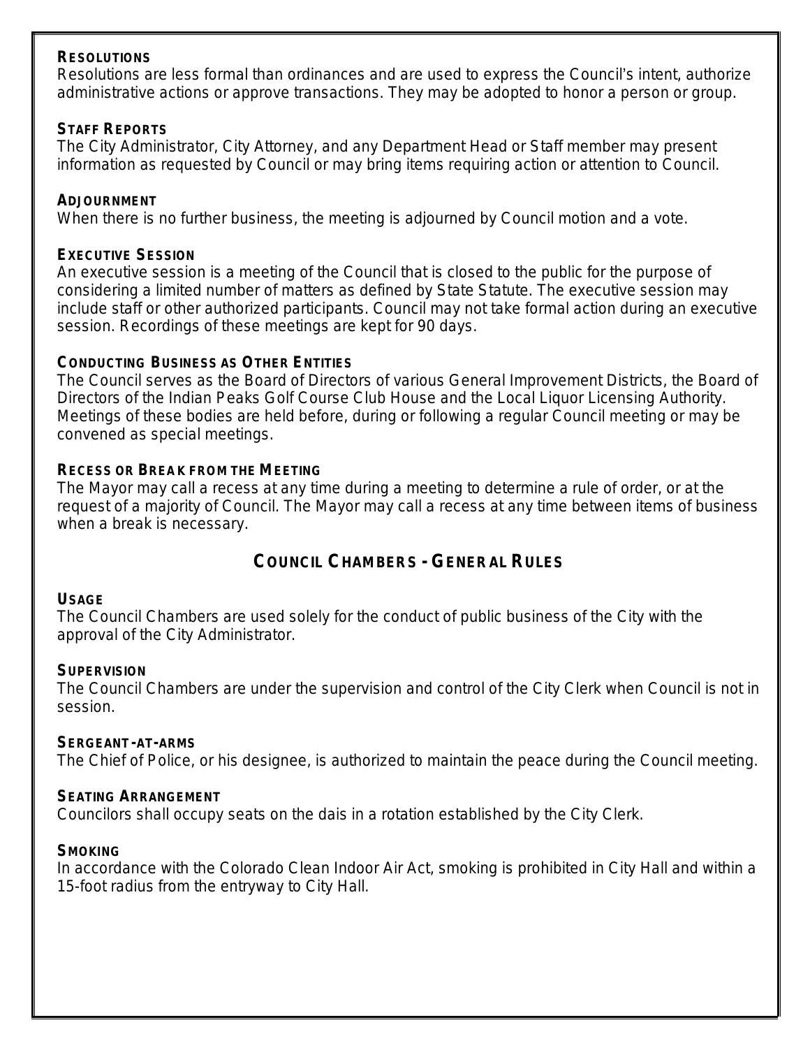### Resolutions

Resolutions are less formal than ordinances and are used to express the Council's intent, authorize administrative actions or approve transactions. They may be adopted to honor a person or group.

### Staff Reports

The City Administrator, City Attorney, and any Department Head or Staff member may present information as requested by Council or may bring items requiring action or attention to Council.

### Adjournment

When there is no further business, the meeting is adjourned by Council motion and a vote.

### Executive Session

An executive session is a meeting of the Council that is closed to the public for the purpose of considering a limited number of matters as defined by State Statute. The executive session may include staff or other authorized participants. Council may not take formal action during an executive session. Recordings of these meetings are kept for 90 days.

### Conducting Business as Other Entities

The Council serves as the Board of Directors of various General Improvement Districts, the Board of Directors of the Indian Peaks Golf Course Club House and the Local Liquor Licensing Authority. Meetings of these bodies are held before, during or following a regular Council meeting or may be convened as special meetings.

### Recess or Break from the Meeting

The Mayor may call a recess at any time during a meeting to determine a rule of order, or at the request of a majority of Council. The Mayor may call a recess at any time between items of business when a break is necessary.

## Council Chambers - General Rules

### Usage

The Council Chambers are used solely for the conduct of public business of the City with the approval of the City Administrator.

### Supervision

The Council Chambers are under the supervision and control of the City Clerk when Council is not in session.

### Sergeant-at-arms

The Chief of Police, or his designee, is authorized to maintain the peace during the Council meeting.

### Seating Arrangement

Councilors shall occupy seats on the dais in a rotation established by the City Clerk.

### Smoking

In accordance with the Colorado Clean Indoor Air Act, smoking is prohibited in City Hall and within a 15-foot radius from the entryway to City Hall.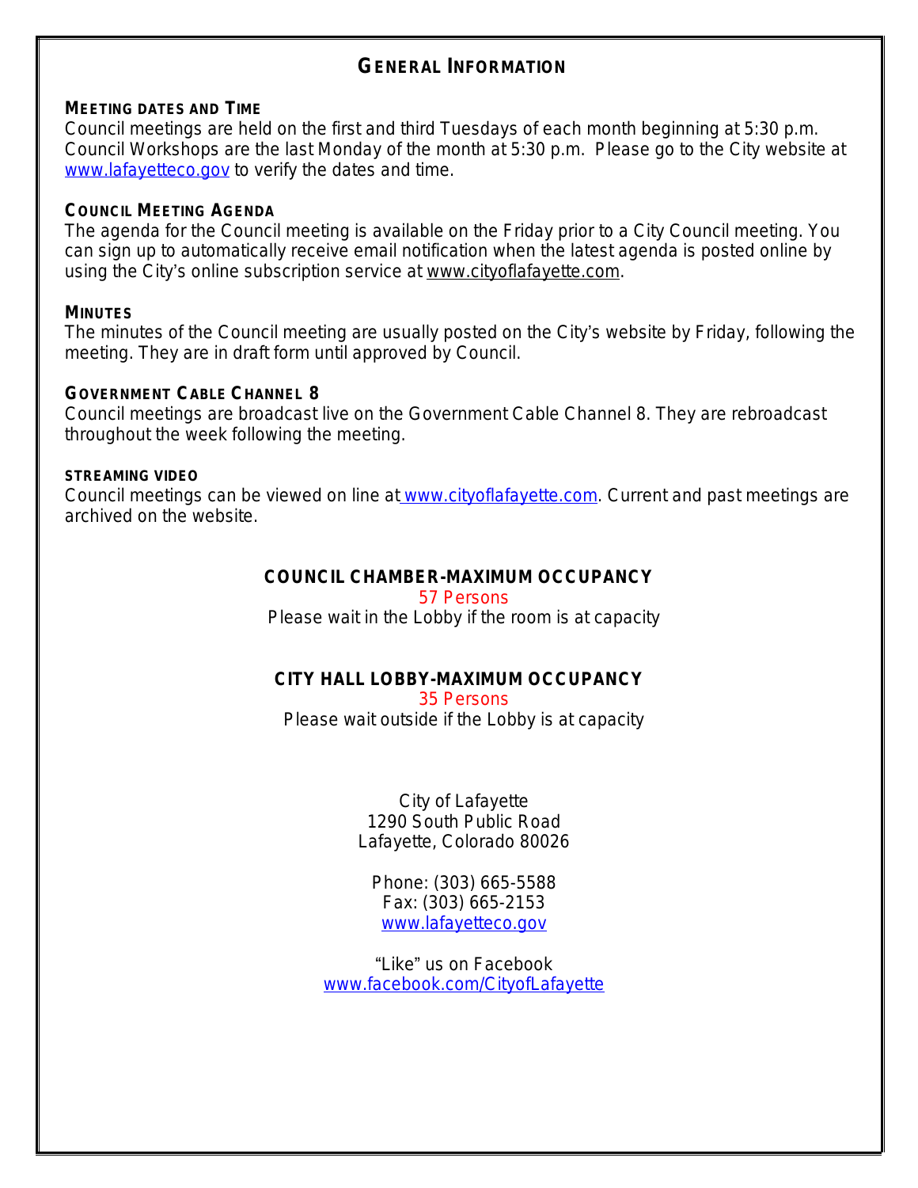## GENERAL INFORMATION

**MEETING DATES AND TIME**

Council meetings are held on the first and third Tuesdays of each month beginning at 5:30 p.m. Council Workshops are the last Monday of the month at 5:30 p.m. Please go to the City website at www.lafayetteco.gov to verify the dates and time.

**COUNCIL MEETING AGENDA**

The agenda for the Council meeting is available on the Friday prior to a City Council meeting. You can sign up to automatically receive email notification when the latest agenda is posted online by using the City's online subscription service at www.cityoflafayette.com.

**MINUTES**

The minutes of the Council meeting are usually posted on the City's website by Friday, following the meeting. They are in draft form until approved by Council.

**GOVERNMENT CABLE CHANNEL 8**

Council meetings are broadcast live on the Government Cable Channel 8. They are rebroadcast throughout the week following the meeting.

**STREAMING VIDEO**

Council meetings can be viewed on line at www.cityoflafayette.com. Current and past meetings are archived on the website.

**COUNCIL CHAMBER-MAXIMUM OCCUPANCY**

57 Persons

Please wait in the Lobby if the room is at capacity

**CITY HALL LOBBY-MAXIMUM OCCUPANCY**

35 Persons

Please wait outside if the Lobby is at capacity

City of Lafayette
1290 South Public Road
Lafayette, Colorado 80026

Phone: (303) 665-5588
Fax: (303) 665-2153
www.lafayetteco.gov

"Like" us on Facebook
www.facebook.com/CityofLafayette